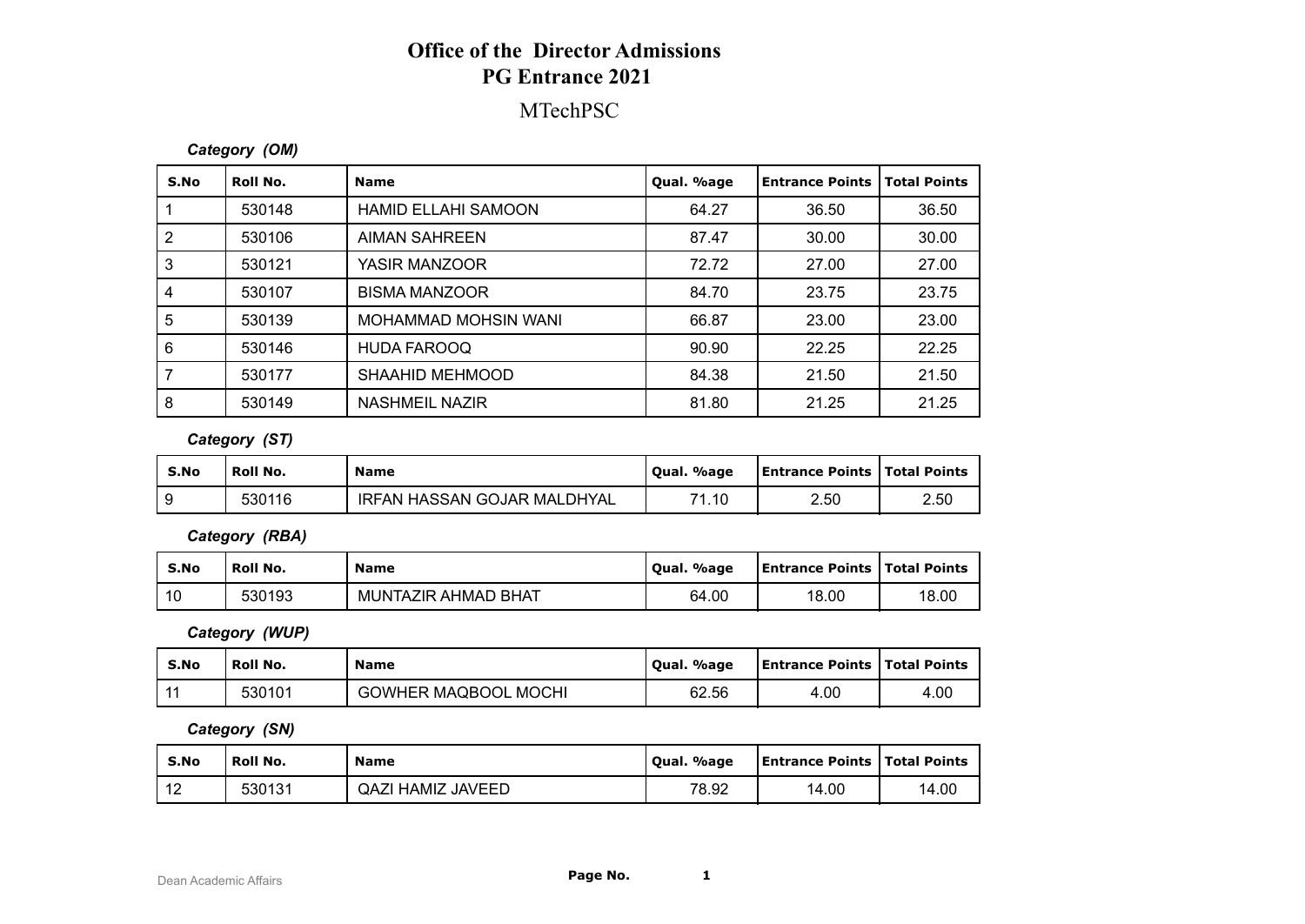# Office of the Director Admissions
# PG Entrance 2021

## MTechPSC

***Category (OM)***

| S.No | Roll No. | Name | Qual. %age | Entrance Points | Total Points |
|---|---|---|---|---|---|
| 1 | 530148 | HAMID ELLAHI SAMOON | 64.27 | 36.50 | 36.50 |
| 2 | 530106 | AIMAN SAHREEN | 87.47 | 30.00 | 30.00 |
| 3 | 530121 | YASIR MANZOOR | 72.72 | 27.00 | 27.00 |
| 4 | 530107 | BISMA MANZOOR | 84.70 | 23.75 | 23.75 |
| 5 | 530139 | MOHAMMAD MOHSIN WANI | 66.87 | 23.00 | 23.00 |
| 6 | 530146 | HUDA FAROOQ | 90.90 | 22.25 | 22.25 |
| 7 | 530177 | SHAAHID MEHMOOD | 84.38 | 21.50 | 21.50 |
| 8 | 530149 | NASHMEIL NAZIR | 81.80 | 21.25 | 21.25 |

***Category (ST)***

| S.No | Roll No. | Name | Qual. %age | Entrance Points | Total Points |
|---|---|---|---|---|---|
| 9 | 530116 | IRFAN HASSAN GOJAR MALDHYAL | 71.10 | 2.50 | 2.50 |

***Category (RBA)***

| S.No | Roll No. | Name | Qual. %age | Entrance Points | Total Points |
|---|---|---|---|---|---|
| 10 | 530193 | MUNTAZIR AHMAD BHAT | 64.00 | 18.00 | 18.00 |

***Category (WUP)***

| S.No | Roll No. | Name | Qual. %age | Entrance Points | Total Points |
|---|---|---|---|---|---|
| 11 | 530101 | GOWHER MAQBOOL MOCHI | 62.56 | 4.00 | 4.00 |

***Category (SN)***

| S.No | Roll No. | Name | Qual. %age | Entrance Points | Total Points |
|---|---|---|---|---|---|
| 12 | 530131 | QAZI HAMIZ JAVEED | 78.92 | 14.00 | 14.00 |

Dean Academic Affairs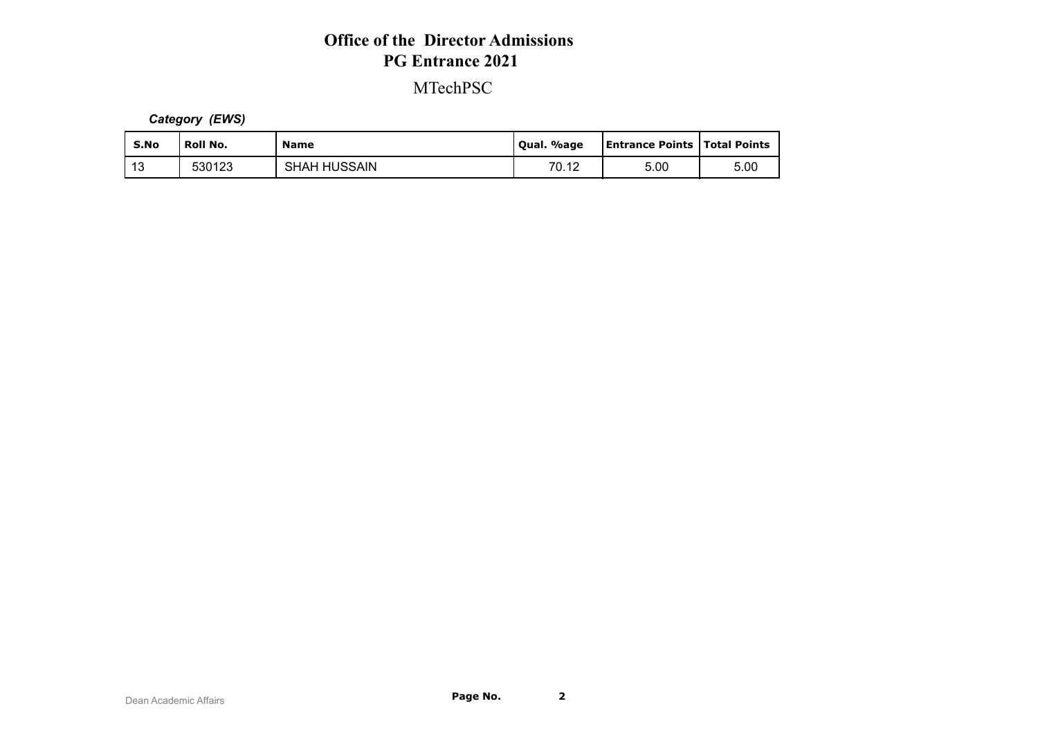# Office of the Director Admissions
# PG Entrance 2021

## MTechPSC

***Category (EWS)***

| S.No | Roll No. | Name | Qual. %age | Entrance Points | Total Points |
|---|---|---|---|---|---|
| 13 | 530123 | SHAH HUSSAIN | 70.12 | 5.00 | 5.00 |

Dean Academic Affairs